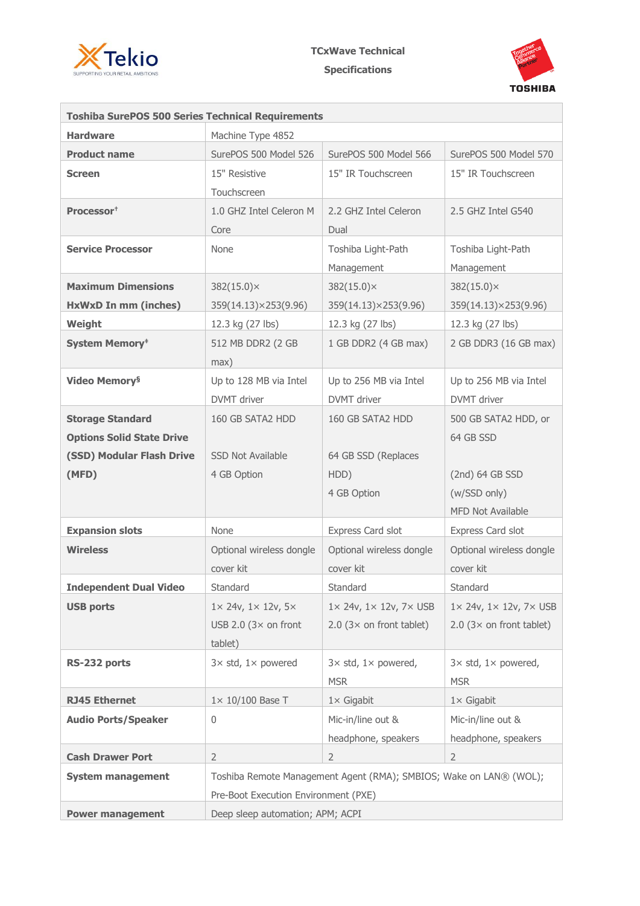# TCxWave Technical Specifications

| Toshiba SurePOS 500 Series Technical Requirements | | | |
|---|---|---|---|
| **Hardware** | Machine Type 4852 | | |
| **Product name** | SurePOS 500 Model 526 | SurePOS 500 Model 566 | SurePOS 500 Model 570 |
| **Screen** | 15" Resistive Touchscreen | 15" IR Touchscreen | 15" IR Touchscreen |
| **Processor**[†] | 1.0 GHZ Intel Celeron M Core | 2.2 GHZ Intel Celeron Dual | 2.5 GHZ Intel G540 |
| **Service Processor** | None | Toshiba Light-Path Management | Toshiba Light-Path Management |
| **Maximum Dimensions HxWxD In mm (inches)** | 382(15.0)× 359(14.13)×253(9.96) | 382(15.0)× 359(14.13)×253(9.96) | 382(15.0)× 359(14.13)×253(9.96) |
| **Weight** | 12.3 kg (27 lbs) | 12.3 kg (27 lbs) | 12.3 kg (27 lbs) |
| **System Memory**[‡] | 512 MB DDR2 (2 GB max) | 1 GB DDR2 (4 GB max) | 2 GB DDR3 (16 GB max) |
| **Video Memory**[§] | Up to 128 MB via Intel DVMT driver | Up to 256 MB via Intel DVMT driver | Up to 256 MB via Intel DVMT driver |
| **Storage Standard Options Solid State Drive (SSD) Modular Flash Drive (MFD)** | 160 GB SATA2 HDD<br><br>SSD Not Available<br>4 GB Option | 160 GB SATA2 HDD<br><br>64 GB SSD (Replaces HDD)<br>4 GB Option | 500 GB SATA2 HDD, or 64 GB SSD<br><br>(2nd) 64 GB SSD (w/SSD only)<br>MFD Not Available |
| **Expansion slots** | None | Express Card slot | Express Card slot |
| **Wireless** | Optional wireless dongle cover kit | Optional wireless dongle cover kit | Optional wireless dongle cover kit |
| **Independent Dual Video** | Standard | Standard | Standard |
| **USB ports** | 1× 24v, 1× 12v, 5× USB 2.0 (3× on front tablet) | 1× 24v, 1× 12v, 7× USB 2.0 (3× on front tablet) | 1× 24v, 1× 12v, 7× USB 2.0 (3× on front tablet) |
| **RS-232 ports** | 3× std, 1× powered | 3× std, 1× powered, MSR | 3× std, 1× powered, MSR |
| **RJ45 Ethernet** | 1× 10/100 Base T | 1× Gigabit | 1× Gigabit |
| **Audio Ports/Speaker** | 0 | Mic-in/line out & headphone, speakers | Mic-in/line out & headphone, speakers |
| **Cash Drawer Port** | 2 | 2 | 2 |
| **System management** | Toshiba Remote Management Agent (RMA); SMBIOS; Wake on LAN® (WOL); Pre-Boot Execution Environment (PXE) | | |
| **Power management** | Deep sleep automation; APM; ACPI | | |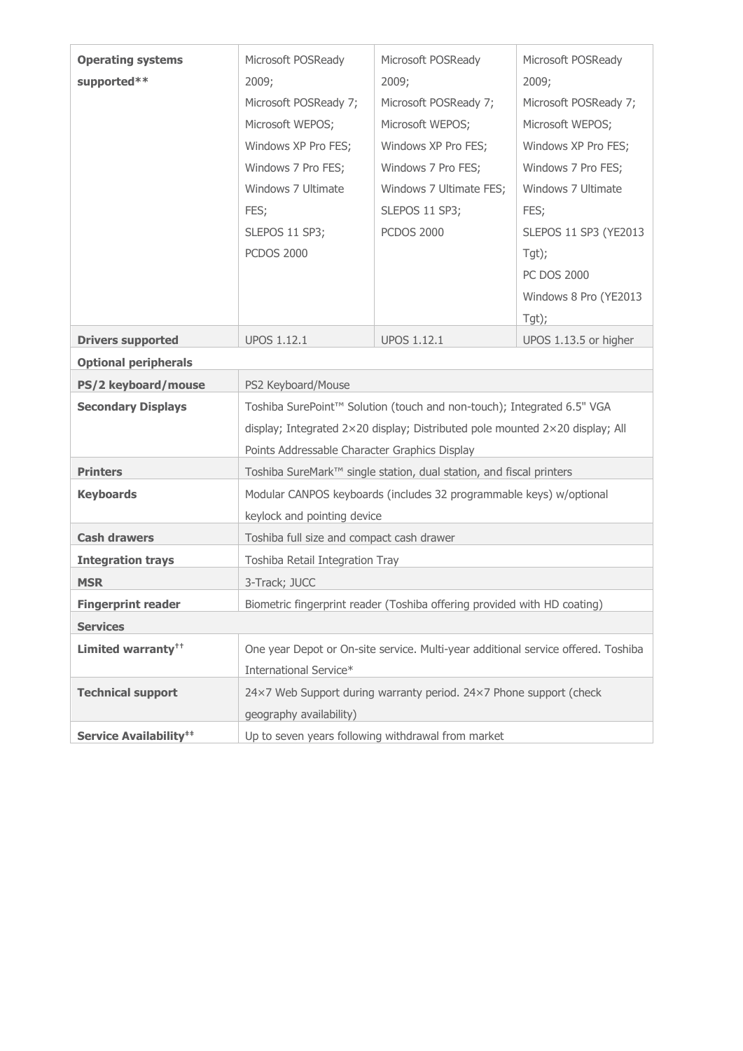| | | | |
|---|---|---|---|
| **Operating systems supported**** | Microsoft POSReady 2009; Microsoft POSReady 7; Microsoft WEPOS; Windows XP Pro FES; Windows 7 Pro FES; Windows 7 Ultimate FES; SLEPOS 11 SP3; PCDOS 2000 | Microsoft POSReady 2009; Microsoft POSReady 7; Microsoft WEPOS; Windows XP Pro FES; Windows 7 Pro FES; Windows 7 Ultimate FES; SLEPOS 11 SP3; PCDOS 2000 | Microsoft POSReady 2009; Microsoft POSReady 7; Microsoft WEPOS; Windows XP Pro FES; Windows 7 Pro FES; Windows 7 Ultimate FES; SLEPOS 11 SP3 (YE2013 Tgt); PC DOS 2000 Windows 8 Pro (YE2013 Tgt); |
| **Drivers supported** | UPOS 1.12.1 | UPOS 1.12.1 | UPOS 1.13.5 or higher |
| **Optional peripherals** | | | |
| **PS/2 keyboard/mouse** | PS2 Keyboard/Mouse | | |
| **Secondary Displays** | Toshiba SurePoint™ Solution (touch and non-touch); Integrated 6.5" VGA display; Integrated 2×20 display; Distributed pole mounted 2×20 display; All Points Addressable Character Graphics Display | | |
| **Printers** | Toshiba SureMark™ single station, dual station, and fiscal printers | | |
| **Keyboards** | Modular CANPOS keyboards (includes 32 programmable keys) w/optional keylock and pointing device | | |
| **Cash drawers** | Toshiba full size and compact cash drawer | | |
| **Integration trays** | Toshiba Retail Integration Tray | | |
| **MSR** | 3-Track; JUCC | | |
| **Fingerprint reader** | Biometric fingerprint reader (Toshiba offering provided with HD coating) | | |
| **Services** | | | |
| **Limited warranty††** | One year Depot or On-site service. Multi-year additional service offered. Toshiba International Service* | | |
| **Technical support** | 24×7 Web Support during warranty period. 24×7 Phone support (check geography availability) | | |
| **Service Availability‡‡** | Up to seven years following withdrawal from market | | |